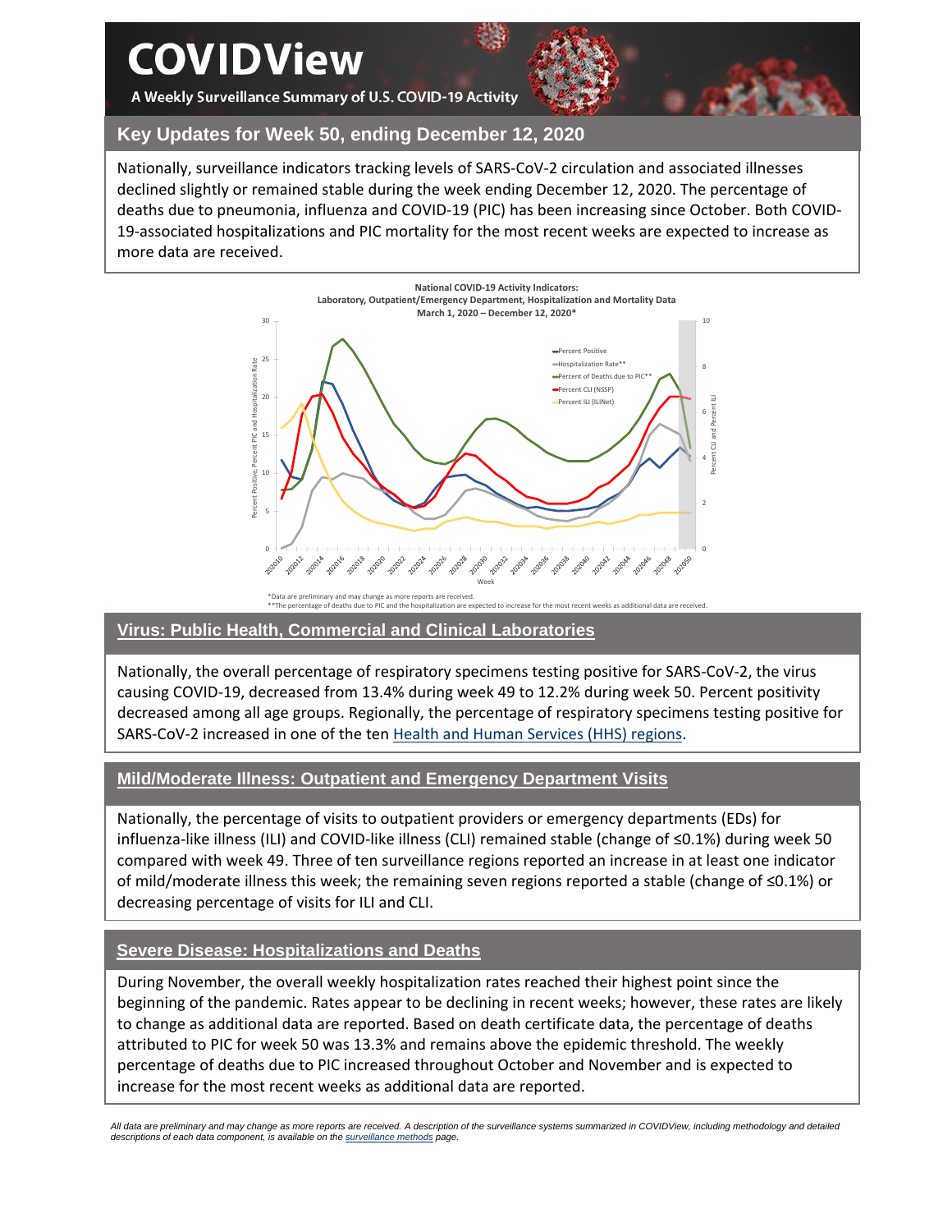# COVIDView

A Weekly Surveillance Summary of U.S. COVID-19 Activity

## Key Updates for Week 50, ending December 12, 2020

Nationally, surveillance indicators tracking levels of SARS-CoV-2 circulation and associated illnesses declined slightly or remained stable during the week ending December 12, 2020. The percentage of deaths due to pneumonia, influenza and COVID-19 (PIC) has been increasing since October. Both COVID-19-associated hospitalizations and PIC mortality for the most recent weeks are expected to increase as more data are received.

**National COVID-19 Activity Indicators: Laboratory, Outpatient/Emergency Department, Hospitalization and Mortality Data March 1, 2020 – December 12, 2020***

*Data are preliminary and may change as more reports are received.
**The percentage of deaths due to PIC and the hospitalization are expected to increase for the most recent weeks as additional data are received.

## Virus: Public Health, Commercial and Clinical Laboratories

Nationally, the overall percentage of respiratory specimens testing positive for SARS-CoV-2, the virus causing COVID-19, decreased from 13.4% during week 49 to 12.2% during week 50. Percent positivity decreased among all age groups. Regionally, the percentage of respiratory specimens testing positive for SARS-CoV-2 increased in one of the ten Health and Human Services (HHS) regions.

## Mild/Moderate Illness: Outpatient and Emergency Department Visits

Nationally, the percentage of visits to outpatient providers or emergency departments (EDs) for influenza-like illness (ILI) and COVID-like illness (CLI) remained stable (change of ≤0.1%) during week 50 compared with week 49. Three of ten surveillance regions reported an increase in at least one indicator of mild/moderate illness this week; the remaining seven regions reported a stable (change of ≤0.1%) or decreasing percentage of visits for ILI and CLI.

## Severe Disease: Hospitalizations and Deaths

During November, the overall weekly hospitalization rates reached their highest point since the beginning of the pandemic. Rates appear to be declining in recent weeks; however, these rates are likely to change as additional data are reported. Based on death certificate data, the percentage of deaths attributed to PIC for week 50 was 13.3% and remains above the epidemic threshold. The weekly percentage of deaths due to PIC increased throughout October and November and is expected to increase for the most recent weeks as additional data are reported.

*All data are preliminary and may change as more reports are received. A description of the surveillance systems summarized in COVIDView, including methodology and detailed descriptions of each data component, is available on the surveillance methods page.*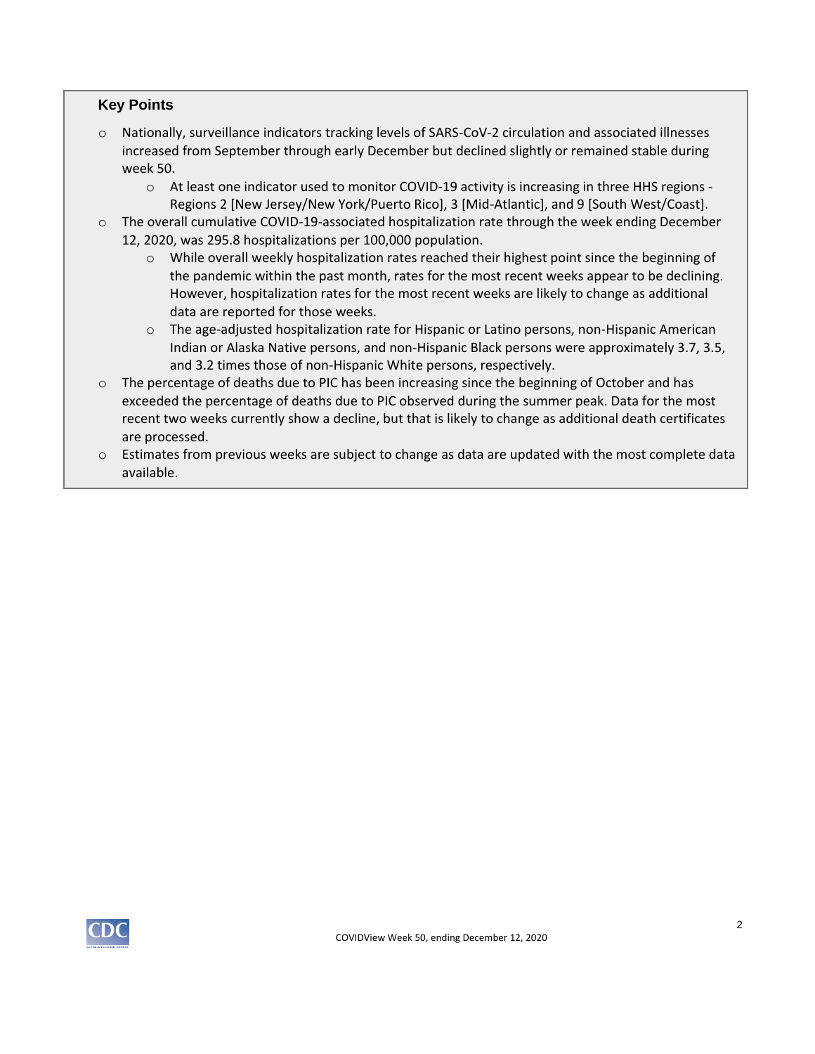### Key Points

- Nationally, surveillance indicators tracking levels of SARS-CoV-2 circulation and associated illnesses increased from September through early December but declined slightly or remained stable during week 50.
  - At least one indicator used to monitor COVID-19 activity is increasing in three HHS regions - Regions 2 [New Jersey/New York/Puerto Rico], 3 [Mid-Atlantic], and 9 [South West/Coast].
- The overall cumulative COVID-19-associated hospitalization rate through the week ending December 12, 2020, was 295.8 hospitalizations per 100,000 population.
  - While overall weekly hospitalization rates reached their highest point since the beginning of the pandemic within the past month, rates for the most recent weeks appear to be declining. However, hospitalization rates for the most recent weeks are likely to change as additional data are reported for those weeks.
  - The age-adjusted hospitalization rate for Hispanic or Latino persons, non-Hispanic American Indian or Alaska Native persons, and non-Hispanic Black persons were approximately 3.7, 3.5, and 3.2 times those of non-Hispanic White persons, respectively.
- The percentage of deaths due to PIC has been increasing since the beginning of October and has exceeded the percentage of deaths due to PIC observed during the summer peak. Data for the most recent two weeks currently show a decline, but that is likely to change as additional death certificates are processed.
- Estimates from previous weeks are subject to change as data are updated with the most complete data available.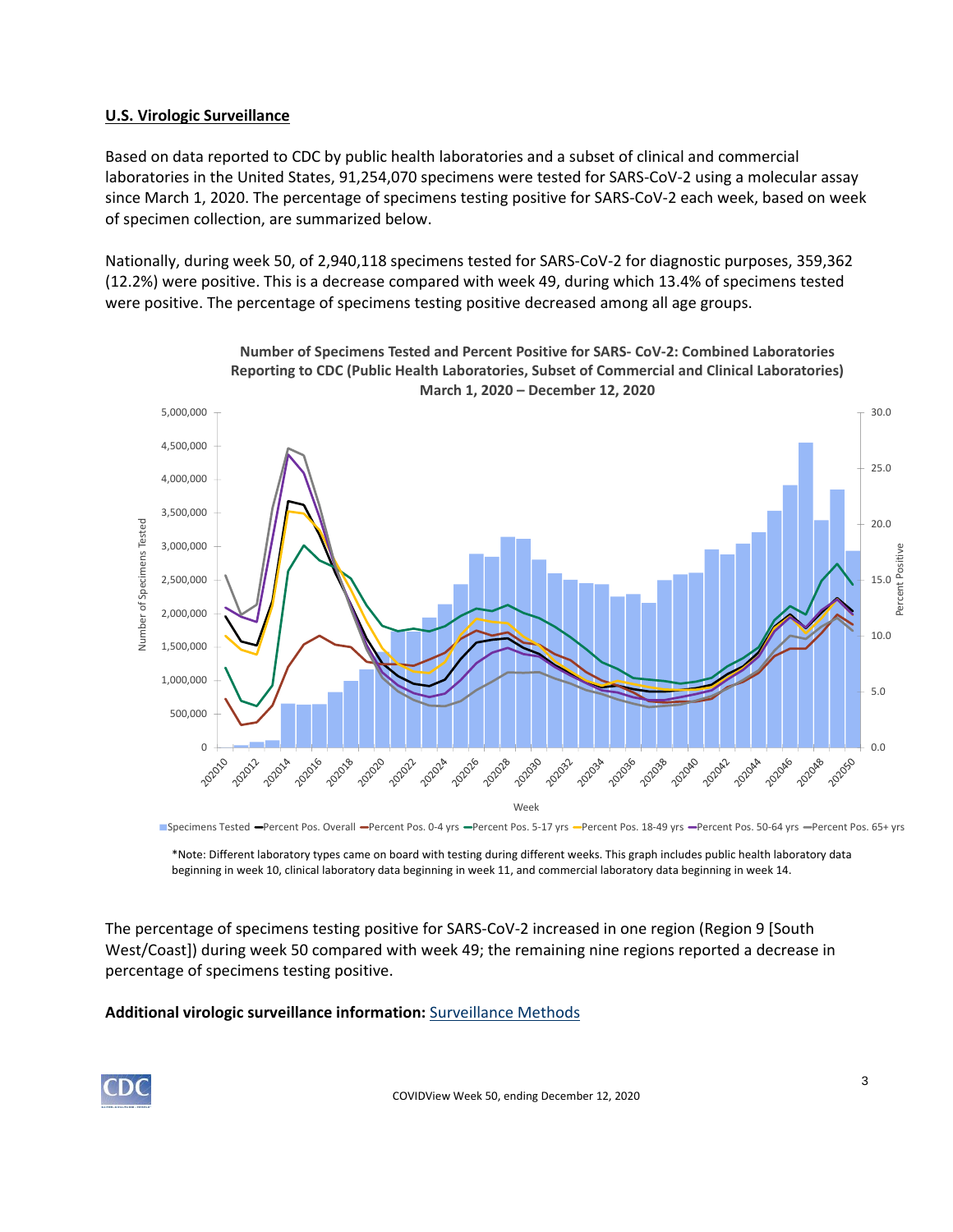## U.S. Virologic Surveillance

Based on data reported to CDC by public health laboratories and a subset of clinical and commercial laboratories in the United States, 91,254,070 specimens were tested for SARS-CoV-2 using a molecular assay since March 1, 2020. The percentage of specimens testing positive for SARS-CoV-2 each week, based on week of specimen collection, are summarized below.

Nationally, during week 50, of 2,940,118 specimens tested for SARS-CoV-2 for diagnostic purposes, 359,362 (12.2%) were positive. This is a decrease compared with week 49, during which 13.4% of specimens tested were positive. The percentage of specimens testing positive decreased among all age groups.

**Number of Specimens Tested and Percent Positive for SARS- CoV-2: Combined Laboratories Reporting to CDC (Public Health Laboratories, Subset of Commercial and Clinical Laboratories) March 1, 2020 – December 12, 2020**

*Note: Different laboratory types came on board with testing during different weeks. This graph includes public health laboratory data beginning in week 10, clinical laboratory data beginning in week 11, and commercial laboratory data beginning in week 14.

The percentage of specimens testing positive for SARS-CoV-2 increased in one region (Region 9 [South West/Coast]) during week 50 compared with week 49; the remaining nine regions reported a decrease in percentage of specimens testing positive.

**Additional virologic surveillance information:** Surveillance Methods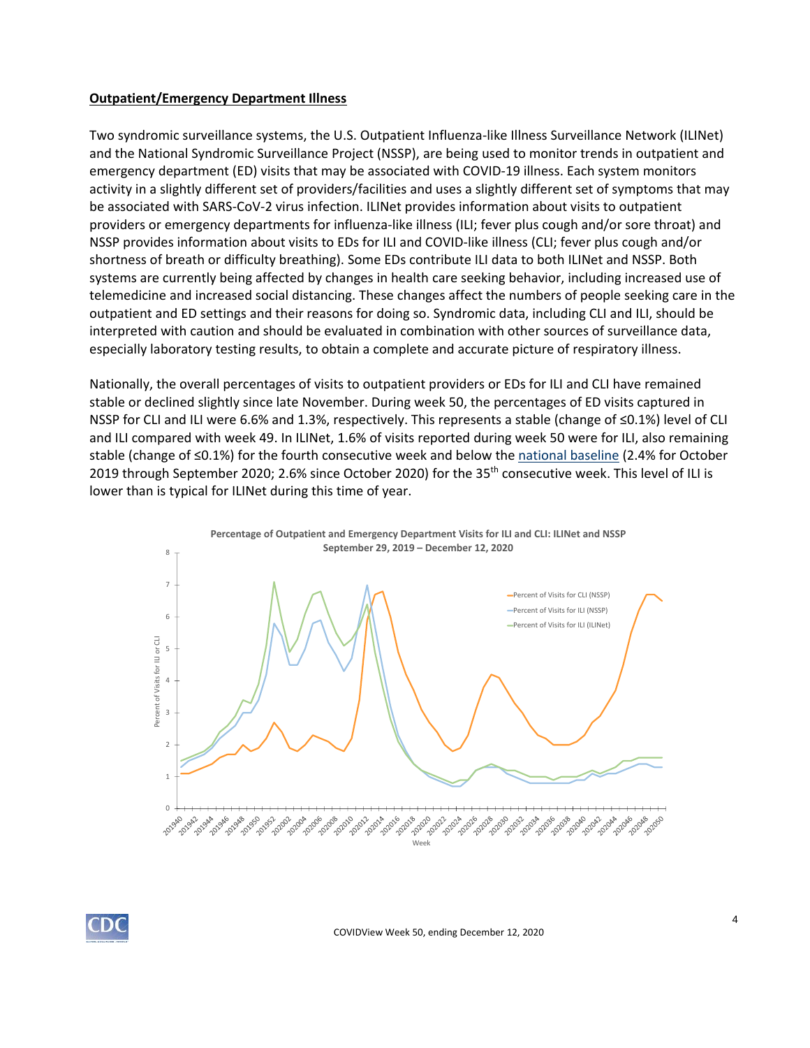**Outpatient/Emergency Department Illness**

Two syndromic surveillance systems, the U.S. Outpatient Influenza-like Illness Surveillance Network (ILINet) and the National Syndromic Surveillance Project (NSSP), are being used to monitor trends in outpatient and emergency department (ED) visits that may be associated with COVID-19 illness. Each system monitors activity in a slightly different set of providers/facilities and uses a slightly different set of symptoms that may be associated with SARS-CoV-2 virus infection. ILINet provides information about visits to outpatient providers or emergency departments for influenza-like illness (ILI; fever plus cough and/or sore throat) and NSSP provides information about visits to EDs for ILI and COVID-like illness (CLI; fever plus cough and/or shortness of breath or difficulty breathing). Some EDs contribute ILI data to both ILINet and NSSP. Both systems are currently being affected by changes in health care seeking behavior, including increased use of telemedicine and increased social distancing. These changes affect the numbers of people seeking care in the outpatient and ED settings and their reasons for doing so. Syndromic data, including CLI and ILI, should be interpreted with caution and should be evaluated in combination with other sources of surveillance data, especially laboratory testing results, to obtain a complete and accurate picture of respiratory illness.

Nationally, the overall percentages of visits to outpatient providers or EDs for ILI and CLI have remained stable or declined slightly since late November. During week 50, the percentages of ED visits captured in NSSP for CLI and ILI were 6.6% and 1.3%, respectively. This represents a stable (change of ≤0.1%) level of CLI and ILI compared with week 49. In ILINet, 1.6% of visits reported during week 50 were for ILI, also remaining stable (change of ≤0.1%) for the fourth consecutive week and below the national baseline (2.4% for October 2019 through September 2020; 2.6% since October 2020) for the 35th consecutive week. This level of ILI is lower than is typical for ILINet during this time of year.

**Percentage of Outpatient and Emergency Department Visits for ILI and CLI: ILINet and NSSP**
**September 29, 2019 – December 12, 2020**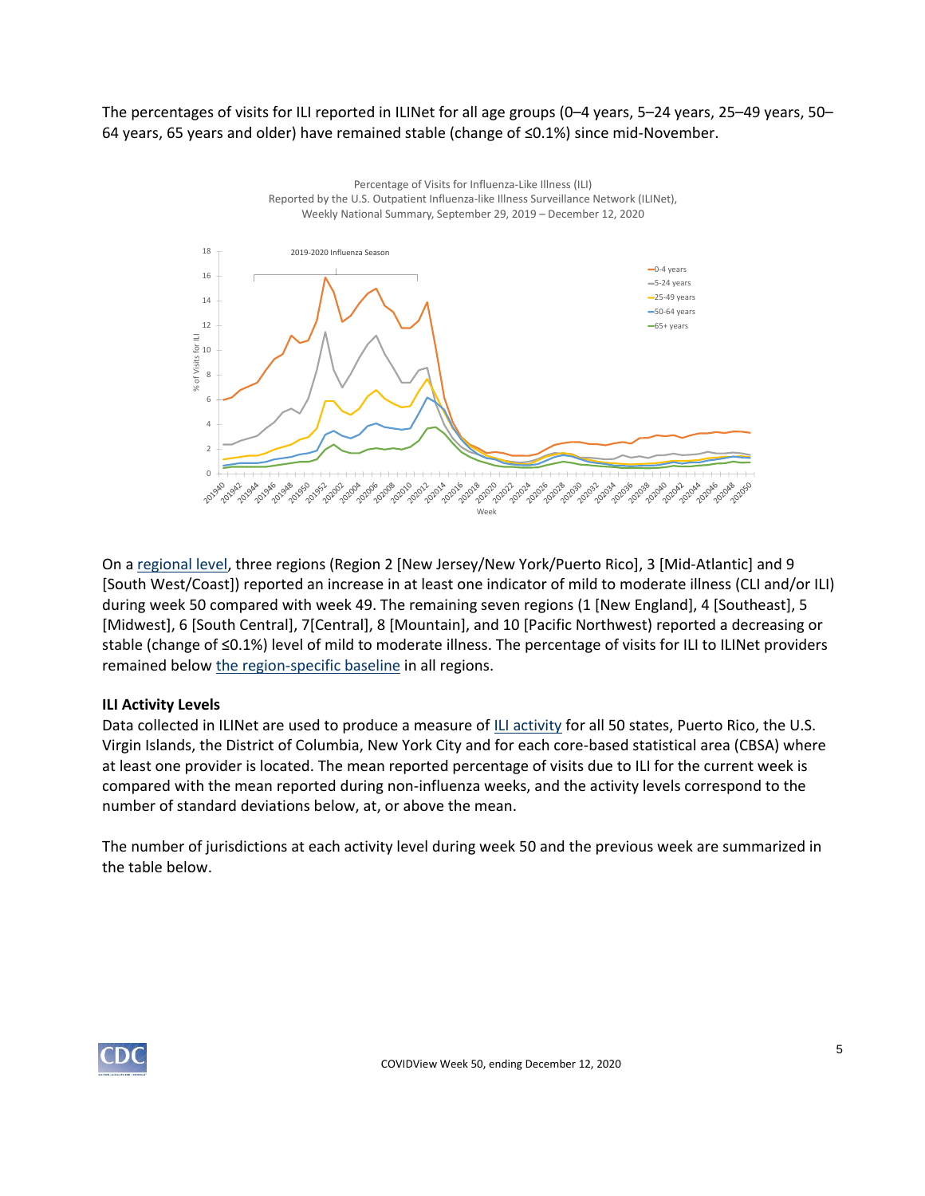The percentages of visits for ILI reported in ILINet for all age groups (0–4 years, 5–24 years, 25–49 years, 50–64 years, 65 years and older) have remained stable (change of ≤0.1%) since mid-November.

Percentage of Visits for Influenza-Like Illness (ILI)
Reported by the U.S. Outpatient Influenza-like Illness Surveillance Network (ILINet),
Weekly National Summary, September 29, 2019 – December 12, 2020

On a [regional level](), three regions (Region 2 [New Jersey/New York/Puerto Rico], 3 [Mid-Atlantic] and 9 [South West/Coast]) reported an increase in at least one indicator of mild to moderate illness (CLI and/or ILI) during week 50 compared with week 49. The remaining seven regions (1 [New England], 4 [Southeast], 5 [Midwest], 6 [South Central], 7[Central], 8 [Mountain], and 10 [Pacific Northwest]) reported a decreasing or stable (change of ≤0.1%) level of mild to moderate illness. The percentage of visits for ILI to ILINet providers remained below [the region-specific baseline]() in all regions.

**ILI Activity Levels**

Data collected in ILINet are used to produce a measure of [ILI activity]() for all 50 states, Puerto Rico, the U.S. Virgin Islands, the District of Columbia, New York City and for each core-based statistical area (CBSA) where at least one provider is located. The mean reported percentage of visits due to ILI for the current week is compared with the mean reported during non-influenza weeks, and the activity levels correspond to the number of standard deviations below, at, or above the mean.

The number of jurisdictions at each activity level during week 50 and the previous week are summarized in the table below.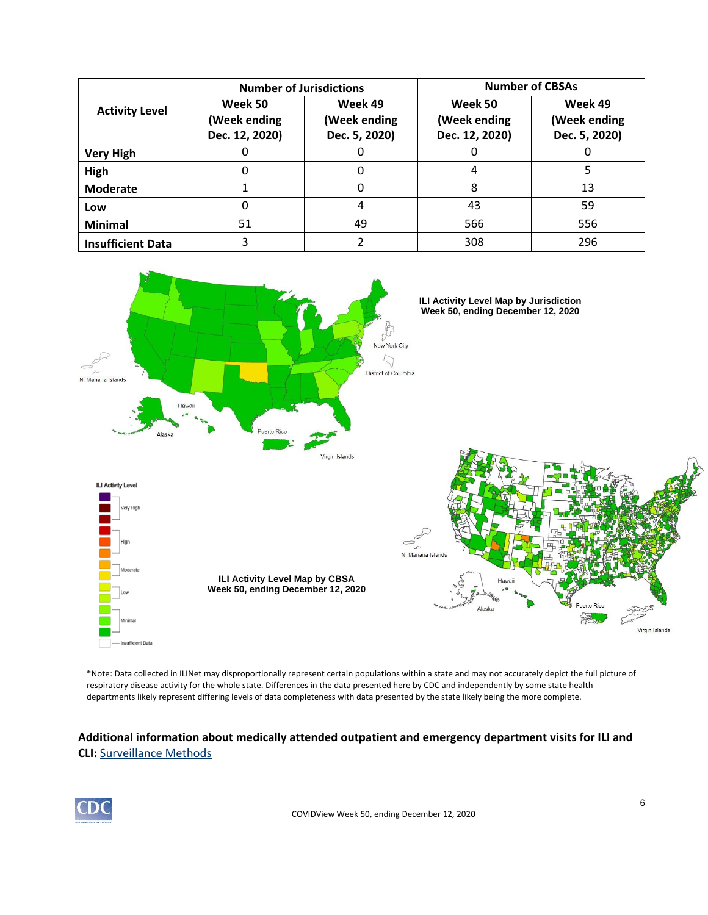| Activity Level | Number of Jurisdictions | | Number of CBSAs | |
|---|---|---|---|---|
| | Week 50 (Week ending Dec. 12, 2020) | Week 49 (Week ending Dec. 5, 2020) | Week 50 (Week ending Dec. 12, 2020) | Week 49 (Week ending Dec. 5, 2020) |
| Very High | 0 | 0 | 0 | 0 |
| High | 0 | 0 | 4 | 5 |
| Moderate | 1 | 0 | 8 | 13 |
| Low | 0 | 4 | 43 | 59 |
| Minimal | 51 | 49 | 566 | 556 |
| Insufficient Data | 3 | 2 | 308 | 296 |

**ILI Activity Level Map by Jurisdiction**
**Week 50, ending December 12, 2020**

**ILI Activity Level Map by CBSA**
**Week 50, ending December 12, 2020**

*Note: Data collected in ILINet may disproportionally represent certain populations within a state and may not accurately depict the full picture of respiratory disease activity for the whole state. Differences in the data presented here by CDC and independently by some state health departments likely represent differing levels of data completeness with data presented by the state likely being the more complete.

**Additional information about medically attended outpatient and emergency department visits for ILI and CLI:** Surveillance Methods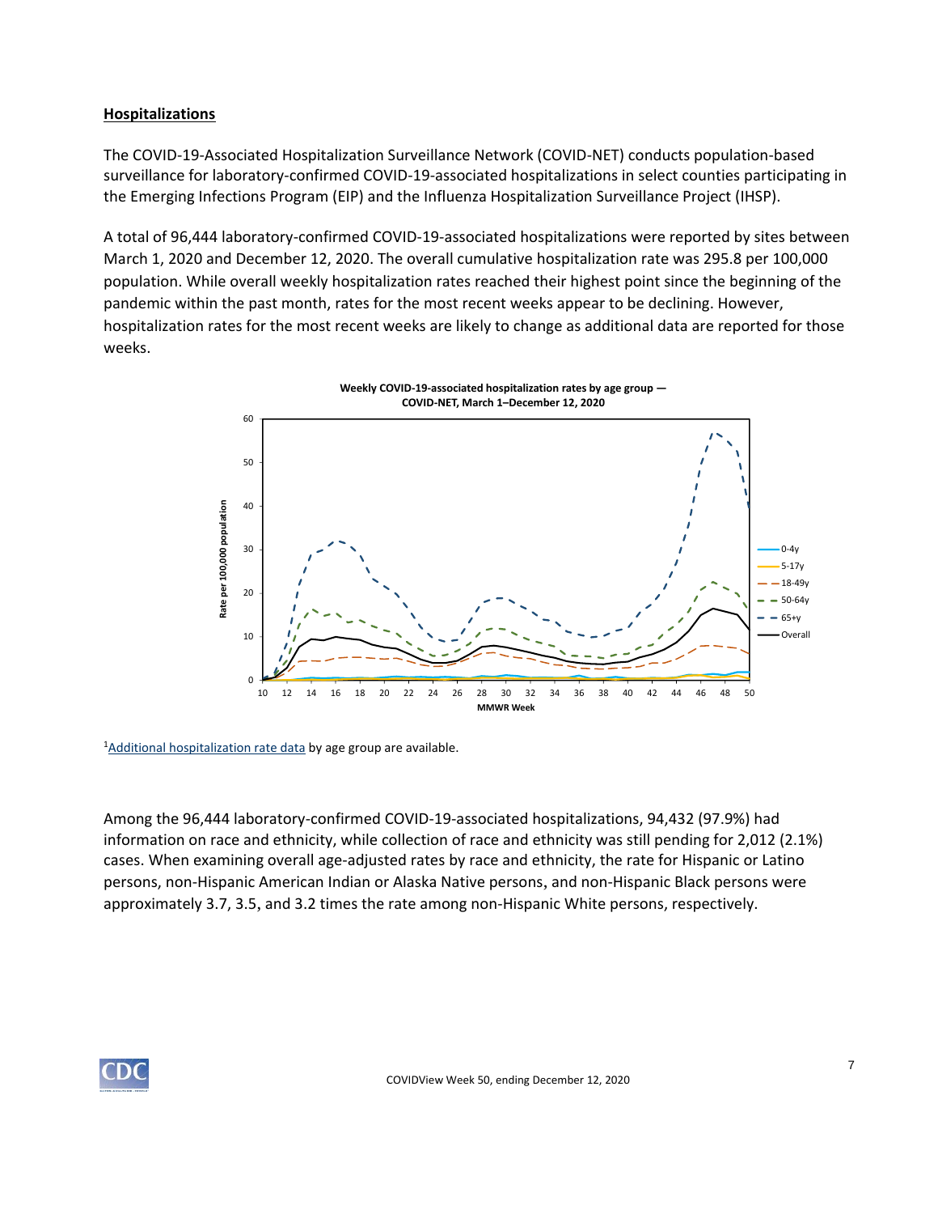## Hospitalizations

The COVID-19-Associated Hospitalization Surveillance Network (COVID-NET) conducts population-based surveillance for laboratory-confirmed COVID-19-associated hospitalizations in select counties participating in the Emerging Infections Program (EIP) and the Influenza Hospitalization Surveillance Project (IHSP).

A total of 96,444 laboratory-confirmed COVID-19-associated hospitalizations were reported by sites between March 1, 2020 and December 12, 2020. The overall cumulative hospitalization rate was 295.8 per 100,000 population. While overall weekly hospitalization rates reached their highest point since the beginning of the pandemic within the past month, rates for the most recent weeks appear to be declining. However, hospitalization rates for the most recent weeks are likely to change as additional data are reported for those weeks.

**Weekly COVID-19-associated hospitalization rates by age group — COVID-NET, March 1–December 12, 2020**

[1]Additional hospitalization rate data by age group are available.

Among the 96,444 laboratory-confirmed COVID-19-associated hospitalizations, 94,432 (97.9%) had information on race and ethnicity, while collection of race and ethnicity was still pending for 2,012 (2.1%) cases. When examining overall age-adjusted rates by race and ethnicity, the rate for Hispanic or Latino persons, non-Hispanic American Indian or Alaska Native persons, and non-Hispanic Black persons were approximately 3.7, 3.5, and 3.2 times the rate among non-Hispanic White persons, respectively.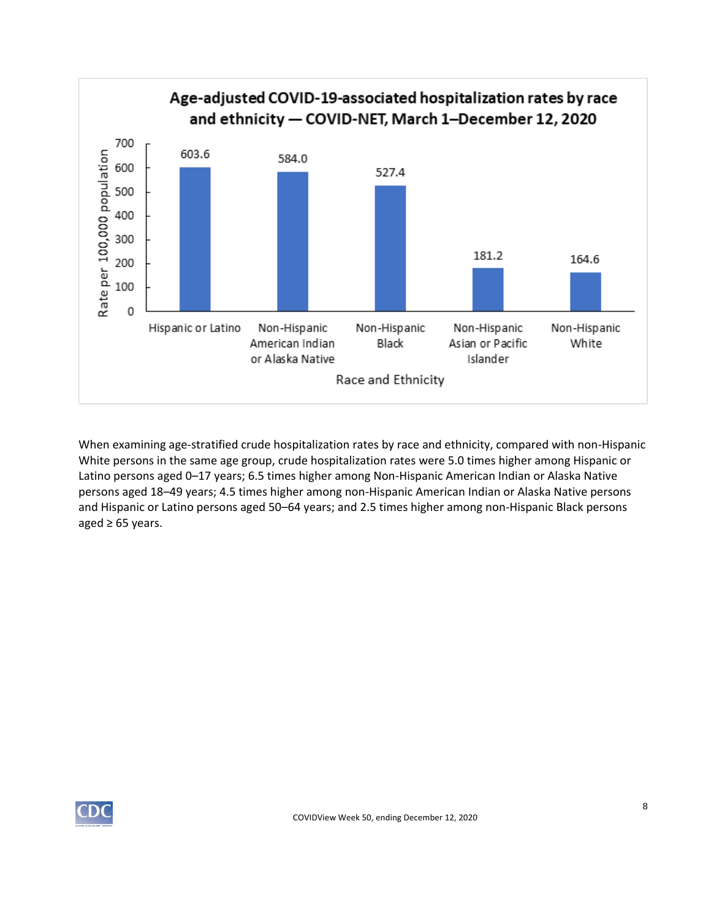**Age-adjusted COVID-19-associated hospitalization rates by race and ethnicity — COVID-NET, March 1–December 12, 2020**

| Race and Ethnicity | Rate per 100,000 population |
| --- | --- |
| Hispanic or Latino | 603.6 |
| Non-Hispanic American Indian or Alaska Native | 584.0 |
| Non-Hispanic Black | 527.4 |
| Non-Hispanic Asian or Pacific Islander | 181.2 |
| Non-Hispanic White | 164.6 |

When examining age-stratified crude hospitalization rates by race and ethnicity, compared with non-Hispanic White persons in the same age group, crude hospitalization rates were 5.0 times higher among Hispanic or Latino persons aged 0–17 years; 6.5 times higher among Non-Hispanic American Indian or Alaska Native persons aged 18–49 years; 4.5 times higher among non-Hispanic American Indian or Alaska Native persons and Hispanic or Latino persons aged 50–64 years; and 2.5 times higher among non-Hispanic Black persons aged ≥ 65 years.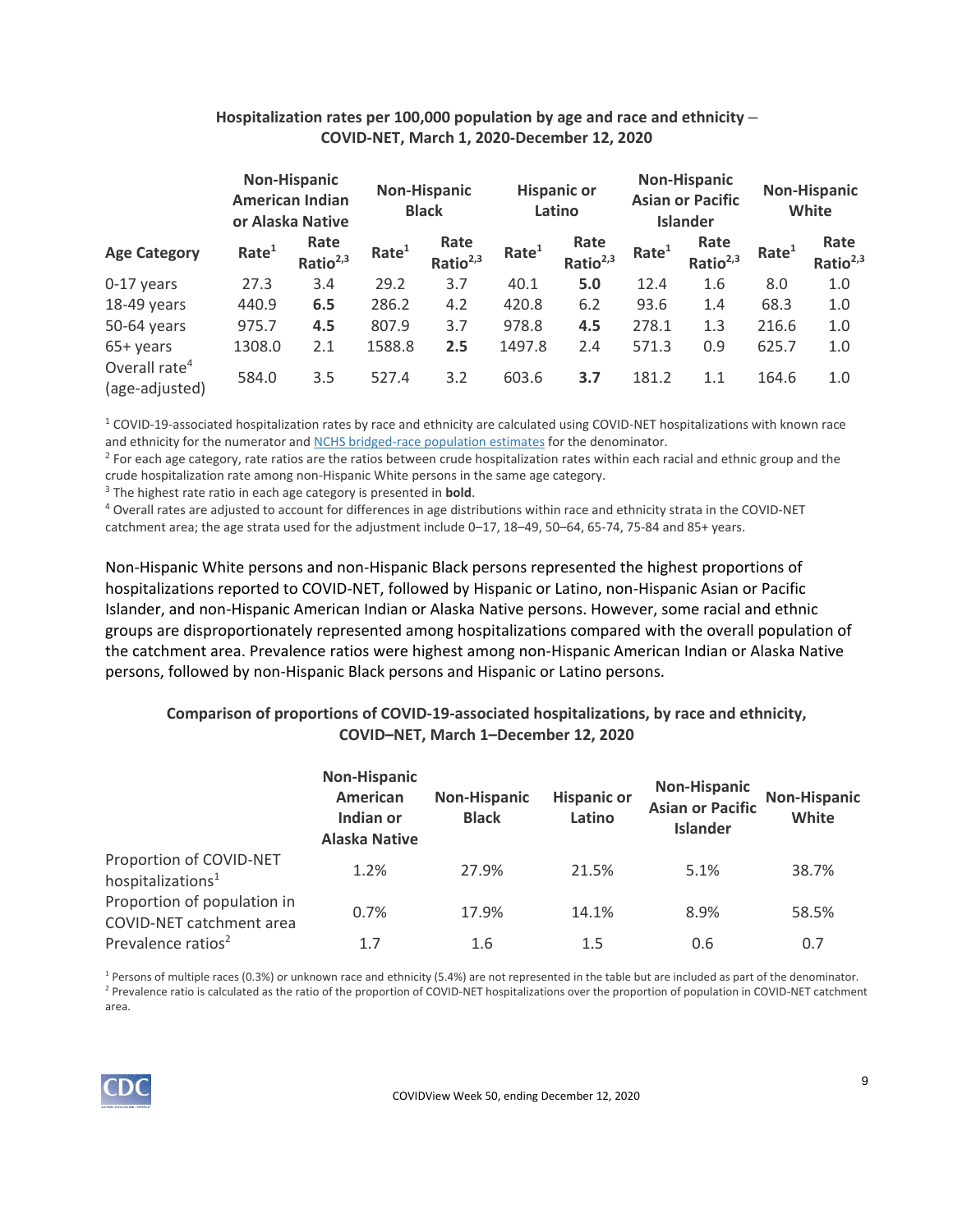**Hospitalization rates per 100,000 population by age and race and ethnicity – COVID-NET, March 1, 2020-December 12, 2020**

| | Non-Hispanic American Indian or Alaska Native | | Non-Hispanic Black | | Hispanic or Latino | | Non-Hispanic Asian or Pacific Islander | | Non-Hispanic White | |
|---|---|---|---|---|---|---|---|---|---|---|
| **Age Category** | **Rate[1]** | **Rate Ratio[2,3]** | **Rate[1]** | **Rate Ratio[2,3]** | **Rate[1]** | **Rate Ratio[2,3]** | **Rate[1]** | **Rate Ratio[2,3]** | **Rate[1]** | **Rate Ratio[2,3]** |
| 0-17 years | 27.3 | 3.4 | 29.2 | 3.7 | 40.1 | **5.0** | 12.4 | 1.6 | 8.0 | 1.0 |
| 18-49 years | 440.9 | **6.5** | 286.2 | 4.2 | 420.8 | 6.2 | 93.6 | 1.4 | 68.3 | 1.0 |
| 50-64 years | 975.7 | **4.5** | 807.9 | 3.7 | 978.8 | **4.5** | 278.1 | 1.3 | 216.6 | 1.0 |
| 65+ years | 1308.0 | 2.1 | 1588.8 | **2.5** | 1497.8 | 2.4 | 571.3 | 0.9 | 625.7 | 1.0 |
| Overall rate[4] (age-adjusted) | 584.0 | 3.5 | 527.4 | 3.2 | 603.6 | **3.7** | 181.2 | 1.1 | 164.6 | 1.0 |

[1] COVID-19-associated hospitalization rates by race and ethnicity are calculated using COVID-NET hospitalizations with known race and ethnicity for the numerator and NCHS bridged-race population estimates for the denominator.
[2] For each age category, rate ratios are the ratios between crude hospitalization rates within each racial and ethnic group and the crude hospitalization rate among non-Hispanic White persons in the same age category.
[3] The highest rate ratio in each age category is presented in **bold**.
[4] Overall rates are adjusted to account for differences in age distributions within race and ethnicity strata in the COVID-NET catchment area; the age strata used for the adjustment include 0–17, 18–49, 50–64, 65-74, 75-84 and 85+ years.

Non-Hispanic White persons and non-Hispanic Black persons represented the highest proportions of hospitalizations reported to COVID-NET, followed by Hispanic or Latino, non-Hispanic Asian or Pacific Islander, and non-Hispanic American Indian or Alaska Native persons. However, some racial and ethnic groups are disproportionately represented among hospitalizations compared with the overall population of the catchment area. Prevalence ratios were highest among non-Hispanic American Indian or Alaska Native persons, followed by non-Hispanic Black persons and Hispanic or Latino persons.

**Comparison of proportions of COVID-19-associated hospitalizations, by race and ethnicity, COVID–NET, March 1–December 12, 2020**

| | Non-Hispanic American Indian or Alaska Native | Non-Hispanic Black | Hispanic or Latino | Non-Hispanic Asian or Pacific Islander | Non-Hispanic White |
|---|---|---|---|---|---|
| Proportion of COVID-NET hospitalizations[1] | 1.2% | 27.9% | 21.5% | 5.1% | 38.7% |
| Proportion of population in COVID-NET catchment area | 0.7% | 17.9% | 14.1% | 8.9% | 58.5% |
| Prevalence ratios[2] | 1.7 | 1.6 | 1.5 | 0.6 | 0.7 |

[1] Persons of multiple races (0.3%) or unknown race and ethnicity (5.4%) are not represented in the table but are included as part of the denominator.
[2] Prevalence ratio is calculated as the ratio of the proportion of COVID-NET hospitalizations over the proportion of population in COVID-NET catchment area.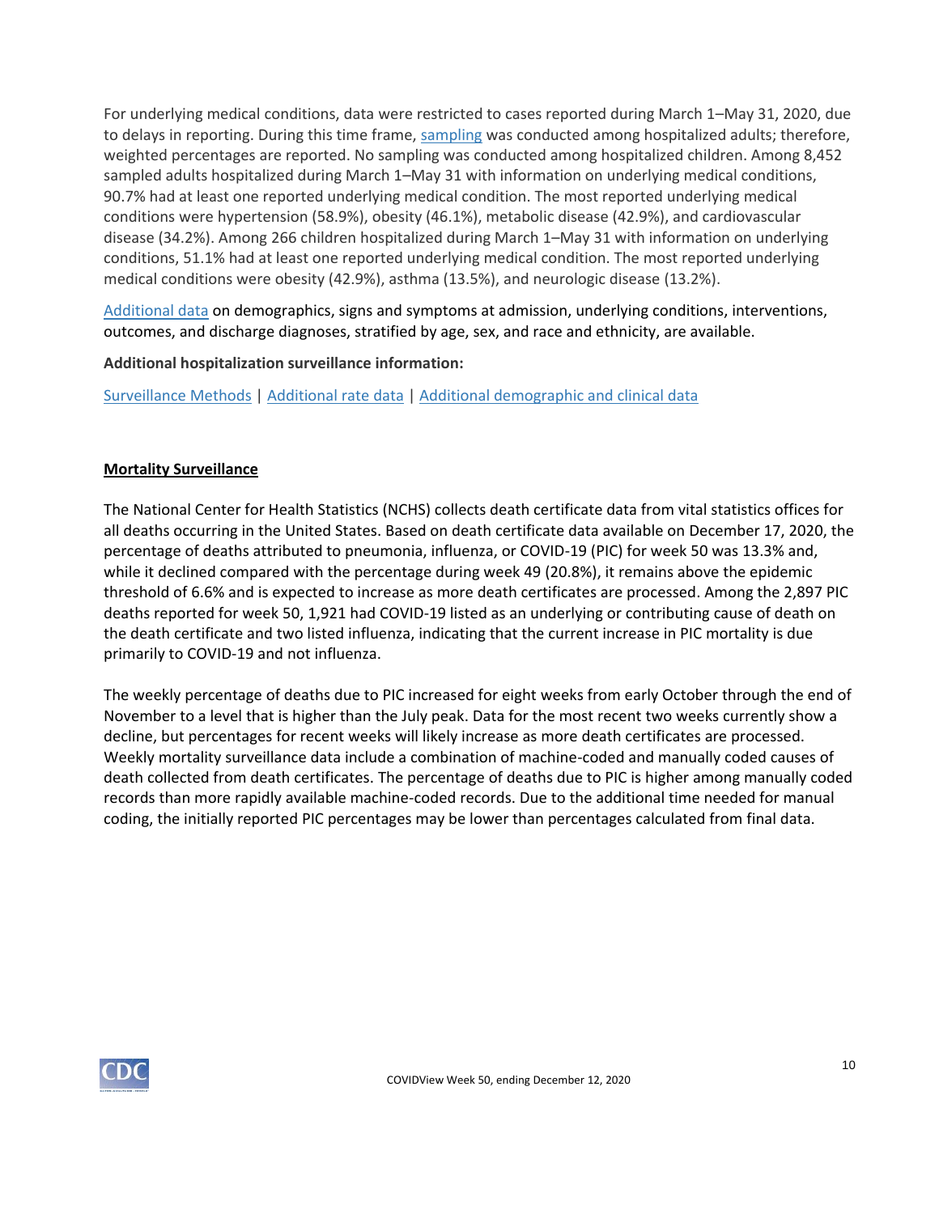For underlying medical conditions, data were restricted to cases reported during March 1–May 31, 2020, due to delays in reporting. During this time frame, [sampling](#) was conducted among hospitalized adults; therefore, weighted percentages are reported. No sampling was conducted among hospitalized children. Among 8,452 sampled adults hospitalized during March 1–May 31 with information on underlying medical conditions, 90.7% had at least one reported underlying medical condition. The most reported underlying medical conditions were hypertension (58.9%), obesity (46.1%), metabolic disease (42.9%), and cardiovascular disease (34.2%). Among 266 children hospitalized during March 1–May 31 with information on underlying conditions, 51.1% had at least one reported underlying medical condition. The most reported underlying medical conditions were obesity (42.9%), asthma (13.5%), and neurologic disease (13.2%).

[Additional data](#) on demographics, signs and symptoms at admission, underlying conditions, interventions, outcomes, and discharge diagnoses, stratified by age, sex, and race and ethnicity, are available.

**Additional hospitalization surveillance information:**

[Surveillance Methods](#) | [Additional rate data](#) | [Additional demographic and clinical data](#)

## Mortality Surveillance

The National Center for Health Statistics (NCHS) collects death certificate data from vital statistics offices for all deaths occurring in the United States. Based on death certificate data available on December 17, 2020, the percentage of deaths attributed to pneumonia, influenza, or COVID-19 (PIC) for week 50 was 13.3% and, while it declined compared with the percentage during week 49 (20.8%), it remains above the epidemic threshold of 6.6% and is expected to increase as more death certificates are processed. Among the 2,897 PIC deaths reported for week 50, 1,921 had COVID-19 listed as an underlying or contributing cause of death on the death certificate and two listed influenza, indicating that the current increase in PIC mortality is due primarily to COVID-19 and not influenza.

The weekly percentage of deaths due to PIC increased for eight weeks from early October through the end of November to a level that is higher than the July peak. Data for the most recent two weeks currently show a decline, but percentages for recent weeks will likely increase as more death certificates are processed. Weekly mortality surveillance data include a combination of machine-coded and manually coded causes of death collected from death certificates. The percentage of deaths due to PIC is higher among manually coded records than more rapidly available machine-coded records. Due to the additional time needed for manual coding, the initially reported PIC percentages may be lower than percentages calculated from final data.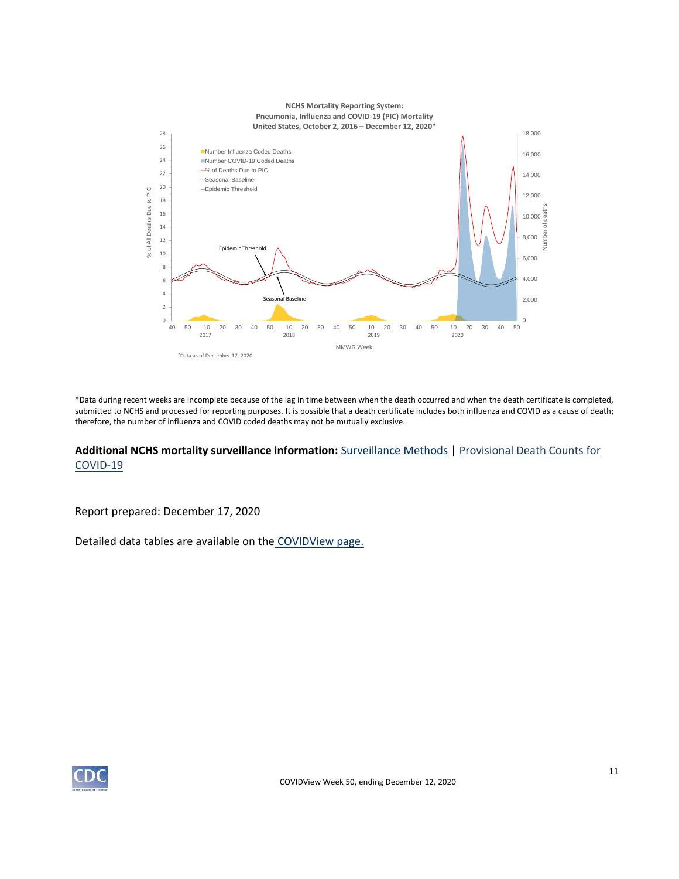NCHS Mortality Reporting System:
Pneumonia, Influenza and COVID-19 (PIC) Mortality
United States, October 2, 2016 – December 12, 2020*

% of All Deaths Due to PIC

28
26
24
22
20
18
16
14
12
10
8
6
4
2
0

Number of deaths

18,000
16,000
14,000
12,000
10,000
8,000
6,000
4,000
2,000
0

Number Influenza Coded Deaths
Number COVID-19 Coded Deaths
% of Deaths Due to PIC
Seasonal Baseline
Epidemic Threshold

Epidemic Threshold

Seasonal Baseline

40 50 10 20 30 40 50 10 20 30 40 50 10 20 30 40 50 10 20 30 40 50

2017 2018 2019 2020

MMWR Week

*Data as of December 17, 2020

*Data during recent weeks are incomplete because of the lag in time between when the death occurred and when the death certificate is completed, submitted to NCHS and processed for reporting purposes. It is possible that a death certificate includes both influenza and COVID as a cause of death; therefore, the number of influenza and COVID coded deaths may not be mutually exclusive.

**Additional NCHS mortality surveillance information:** Surveillance Methods | Provisional Death Counts for COVID-19

Report prepared: December 17, 2020

Detailed data tables are available on the COVIDView page.